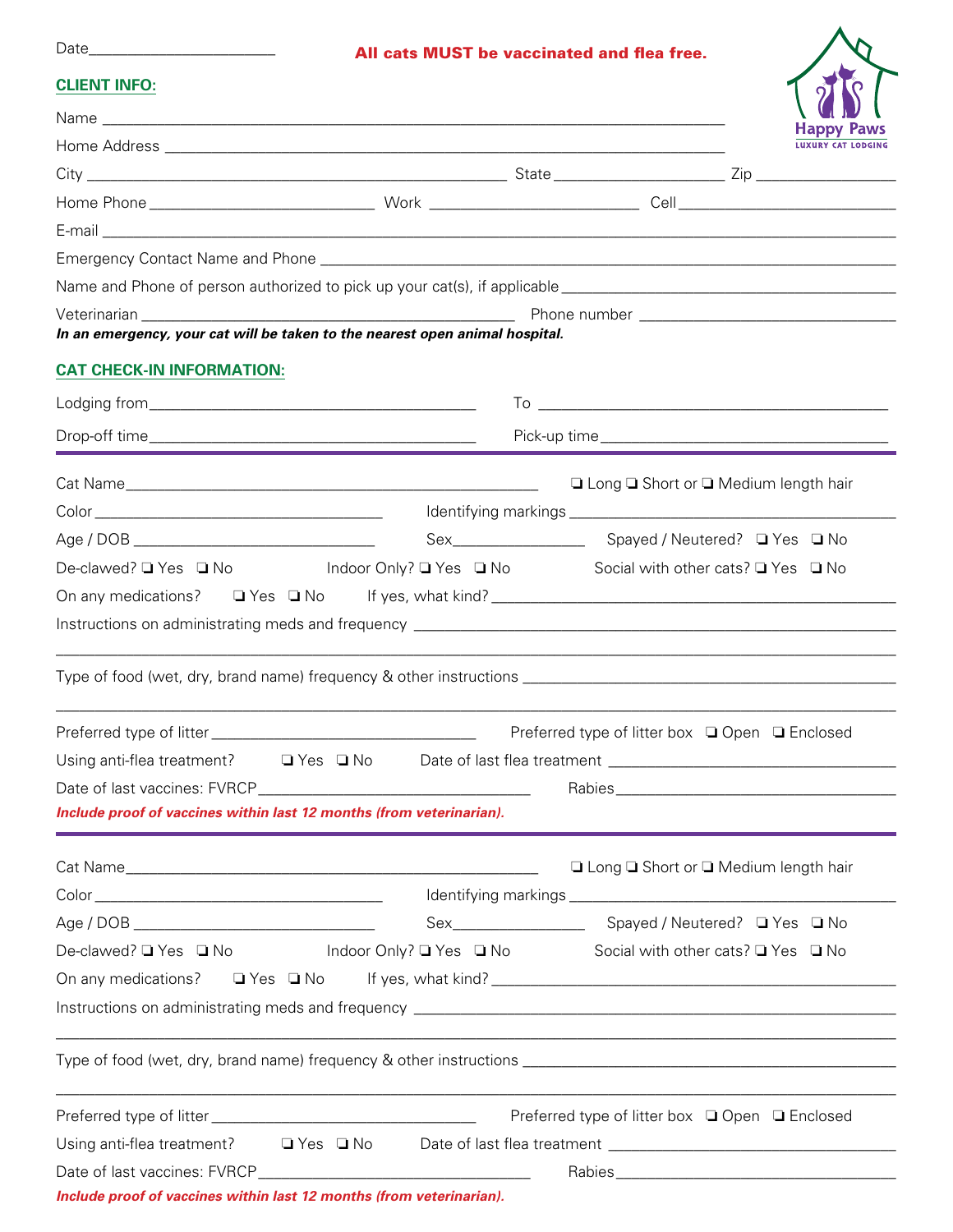Date_______________________

**All cats MUST be vaccinated and flea free.**

Happy Paws
LUXURY CAT LODGING

## CLIENT INFO:

Name ____________________________________________________________

Home Address ____________________________________________________________

City ________________________________________ State __________________ Zip ______________

Home Phone _________________________ Work _______________________ Cell _________________________

E-mail ____________________________________________________________

Emergency Contact Name and Phone ____________________________________________________________

Name and Phone of person authorized to pick up your cat(s), if applicable ________________________________________

Veterinarian ____________________________________________ Phone number ______________________________

***In an emergency, your cat will be taken to the nearest open animal hospital.***

## CAT CHECK-IN INFORMATION:

Lodging from ______________________________________ To ________________________________________

Drop-off time ______________________________________ Pick-up time __________________________________

---

Cat Name ______________________________________________ ❑ Long ❑ Short or ❑ Medium length hair

Color __________________________________ Identifying markings ______________________________________

Age / DOB _____________________________ Sex________________ Spayed / Neutered? ❑ Yes ❑ No

De-clawed? ❑ Yes ❑ No Indoor Only? ❑ Yes ❑ No Social with other cats? ❑ Yes ❑ No

On any medications? ❑ Yes ❑ No If yes, what kind? ______________________________________________

Instructions on administrating meds and frequency ______________________________________________________

______________________________________________________________________________________

Type of food (wet, dry, brand name) frequency & other instructions ___________________________________________

______________________________________________________________________________________

Preferred type of litter ________________________________ Preferred type of litter box ❑ Open ❑ Enclosed

Using anti-flea treatment? ❑ Yes ❑ No Date of last flea treatment ________________________________

Date of last vaccines: FVRCP________________________________ Rabies ________________________________

***Include proof of vaccines within last 12 months (from veterinarian).***

---

Cat Name ______________________________________________ ❑ Long ❑ Short or ❑ Medium length hair

Color __________________________________ Identifying markings ______________________________________

Age / DOB _____________________________ Sex________________ Spayed / Neutered? ❑ Yes ❑ No

De-clawed? ❑ Yes ❑ No Indoor Only? ❑ Yes ❑ No Social with other cats? ❑ Yes ❑ No

On any medications? ❑ Yes ❑ No If yes, what kind? ______________________________________________

Instructions on administrating meds and frequency ______________________________________________________

______________________________________________________________________________________

Type of food (wet, dry, brand name) frequency & other instructions ___________________________________________

______________________________________________________________________________________

Preferred type of litter ________________________________ Preferred type of litter box ❑ Open ❑ Enclosed

Using anti-flea treatment? ❑ Yes ❑ No Date of last flea treatment ________________________________

Date of last vaccines: FVRCP________________________________ Rabies ________________________________

***Include proof of vaccines within last 12 months (from veterinarian).***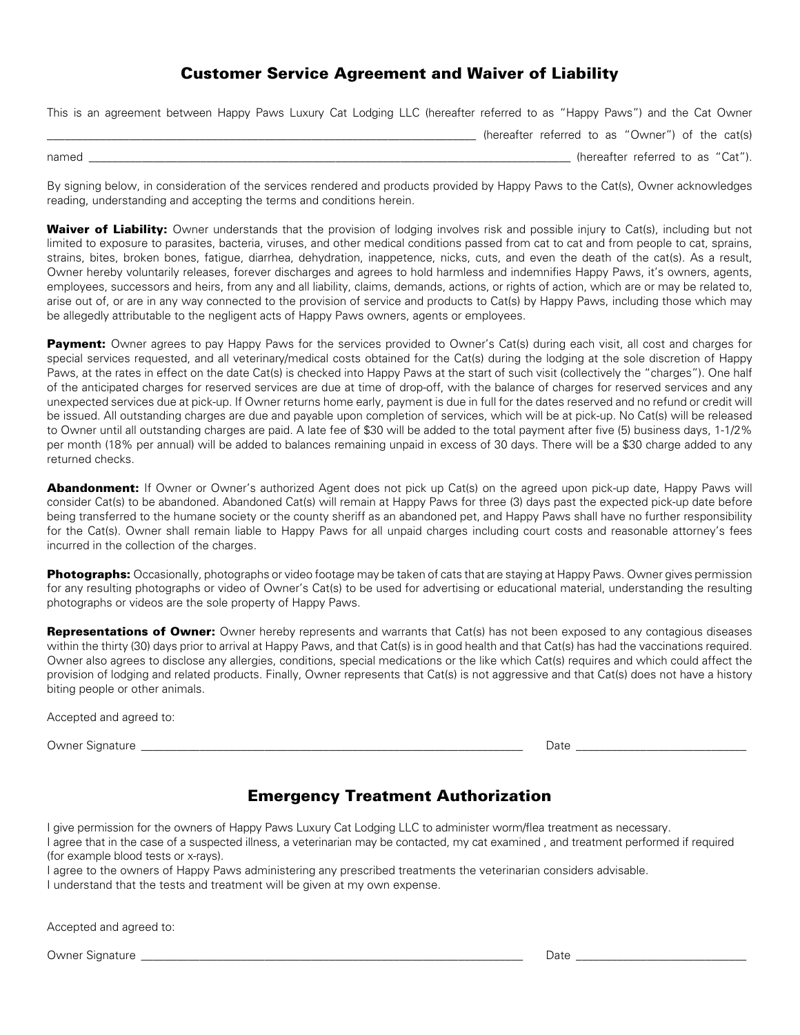## Customer Service Agreement and Waiver of Liability

This is an agreement between Happy Paws Luxury Cat Lodging LLC (hereafter referred to as "Happy Paws") and the Cat Owner _______________________________________________ (hereafter referred to as "Owner") of the cat(s) named _______________________________________________ (hereafter referred to as "Cat").

By signing below, in consideration of the services rendered and products provided by Happy Paws to the Cat(s), Owner acknowledges reading, understanding and accepting the terms and conditions herein.

**Waiver of Liability:** Owner understands that the provision of lodging involves risk and possible injury to Cat(s), including but not limited to exposure to parasites, bacteria, viruses, and other medical conditions passed from cat to cat and from people to cat, sprains, strains, bites, broken bones, fatigue, diarrhea, dehydration, inappetence, nicks, cuts, and even the death of the cat(s). As a result, Owner hereby voluntarily releases, forever discharges and agrees to hold harmless and indemnifies Happy Paws, it's owners, agents, employees, successors and heirs, from any and all liability, claims, demands, actions, or rights of action, which are or may be related to, arise out of, or are in any way connected to the provision of service and products to Cat(s) by Happy Paws, including those which may be allegedly attributable to the negligent acts of Happy Paws owners, agents or employees.

**Payment:** Owner agrees to pay Happy Paws for the services provided to Owner's Cat(s) during each visit, all cost and charges for special services requested, and all veterinary/medical costs obtained for the Cat(s) during the lodging at the sole discretion of Happy Paws, at the rates in effect on the date Cat(s) is checked into Happy Paws at the start of such visit (collectively the "charges"). One half of the anticipated charges for reserved services are due at time of drop-off, with the balance of charges for reserved services and any unexpected services due at pick-up. If Owner returns home early, payment is due in full for the dates reserved and no refund or credit will be issued. All outstanding charges are due and payable upon completion of services, which will be at pick-up. No Cat(s) will be released to Owner until all outstanding charges are paid. A late fee of $30 will be added to the total payment after five (5) business days, 1-1/2% per month (18% per annual) will be added to balances remaining unpaid in excess of 30 days. There will be a $30 charge added to any returned checks.

**Abandonment:** If Owner or Owner's authorized Agent does not pick up Cat(s) on the agreed upon pick-up date, Happy Paws will consider Cat(s) to be abandoned. Abandoned Cat(s) will remain at Happy Paws for three (3) days past the expected pick-up date before being transferred to the humane society or the county sheriff as an abandoned pet, and Happy Paws shall have no further responsibility for the Cat(s). Owner shall remain liable to Happy Paws for all unpaid charges including court costs and reasonable attorney's fees incurred in the collection of the charges.

**Photographs:** Occasionally, photographs or video footage may be taken of cats that are staying at Happy Paws. Owner gives permission for any resulting photographs or video of Owner's Cat(s) to be used for advertising or educational material, understanding the resulting photographs or videos are the sole property of Happy Paws.

**Representations of Owner:** Owner hereby represents and warrants that Cat(s) has not been exposed to any contagious diseases within the thirty (30) days prior to arrival at Happy Paws, and that Cat(s) is in good health and that Cat(s) has had the vaccinations required. Owner also agrees to disclose any allergies, conditions, special medications or the like which Cat(s) requires and which could affect the provision of lodging and related products. Finally, Owner represents that Cat(s) is not aggressive and that Cat(s) does not have a history biting people or other animals.

Accepted and agreed to:

Owner Signature _______________________________________________ Date ___________________________

## Emergency Treatment Authorization

I give permission for the owners of Happy Paws Luxury Cat Lodging LLC to administer worm/flea treatment as necessary.
I agree that in the case of a suspected illness, a veterinarian may be contacted, my cat examined , and treatment performed if required (for example blood tests or x-rays).
I agree to the owners of Happy Paws administering any prescribed treatments the veterinarian considers advisable.
I understand that the tests and treatment will be given at my own expense.

Accepted and agreed to:

Owner Signature _______________________________________________ Date ___________________________